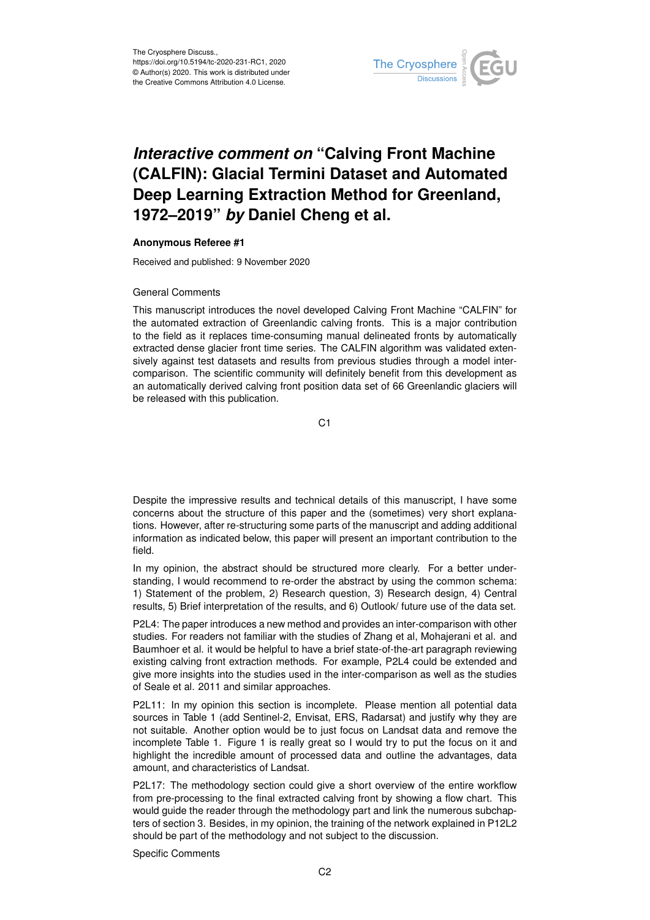# *Interactive comment on* "Calving Front Machine (CALFIN): Glacial Termini Dataset and Automated Deep Learning Extraction Method for Greenland, 1972–2019" *by* Daniel Cheng et al.

**Anonymous Referee #1**

Received and published: 9 November 2020

General Comments

This manuscript introduces the novel developed Calving Front Machine "CALFIN" for the automated extraction of Greenlandic calving fronts. This is a major contribution to the field as it replaces time-consuming manual delineated fronts by automatically extracted dense glacier front time series. The CALFIN algorithm was validated extensively against test datasets and results from previous studies through a model inter-comparison. The scientific community will definitely benefit from this development as an automatically derived calving front position data set of 66 Greenlandic glaciers will be released with this publication.

Despite the impressive results and technical details of this manuscript, I have some concerns about the structure of this paper and the (sometimes) very short explanations. However, after re-structuring some parts of the manuscript and adding additional information as indicated below, this paper will present an important contribution to the field.

In my opinion, the abstract should be structured more clearly. For a better understanding, I would recommend to re-order the abstract by using the common schema: 1) Statement of the problem, 2) Research question, 3) Research design, 4) Central results, 5) Brief interpretation of the results, and 6) Outlook/ future use of the data set.

P2L4: The paper introduces a new method and provides an inter-comparison with other studies. For readers not familiar with the studies of Zhang et al, Mohajerani et al. and Baumhoer et al. it would be helpful to have a brief state-of-the-art paragraph reviewing existing calving front extraction methods. For example, P2L4 could be extended and give more insights into the studies used in the inter-comparison as well as the studies of Seale et al. 2011 and similar approaches.

P2L11: In my opinion this section is incomplete. Please mention all potential data sources in Table 1 (add Sentinel-2, Envisat, ERS, Radarsat) and justify why they are not suitable. Another option would be to just focus on Landsat data and remove the incomplete Table 1. Figure 1 is really great so I would try to put the focus on it and highlight the incredible amount of processed data and outline the advantages, data amount, and characteristics of Landsat.

P2L17: The methodology section could give a short overview of the entire workflow from pre-processing to the final extracted calving front by showing a flow chart. This would guide the reader through the methodology part and link the numerous subchapters of section 3. Besides, in my opinion, the training of the network explained in P12L2 should be part of the methodology and not subject to the discussion.

Specific Comments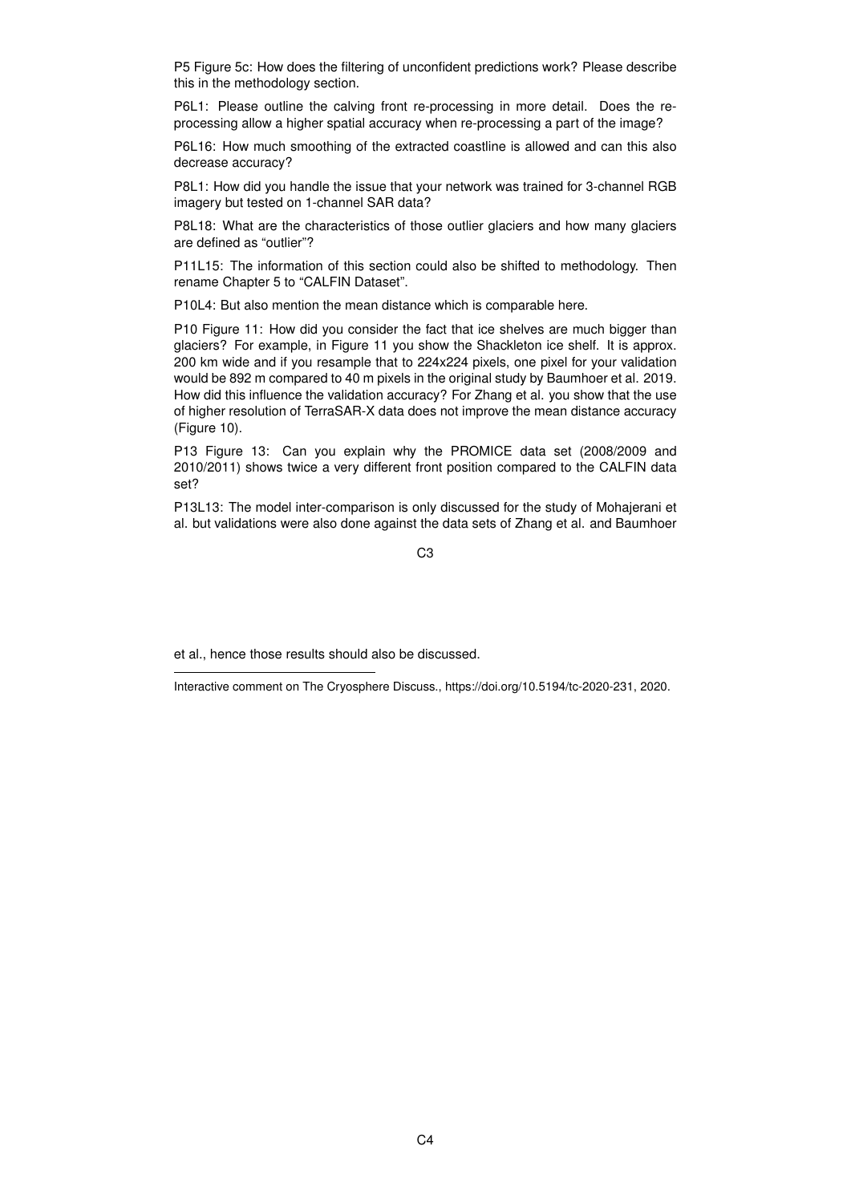P5 Figure 5c: How does the filtering of unconfident predictions work? Please describe this in the methodology section.

P6L1: Please outline the calving front re-processing in more detail. Does the re-processing allow a higher spatial accuracy when re-processing a part of the image?

P6L16: How much smoothing of the extracted coastline is allowed and can this also decrease accuracy?

P8L1: How did you handle the issue that your network was trained for 3-channel RGB imagery but tested on 1-channel SAR data?

P8L18: What are the characteristics of those outlier glaciers and how many glaciers are defined as "outlier"?

P11L15: The information of this section could also be shifted to methodology. Then rename Chapter 5 to "CALFIN Dataset".

P10L4: But also mention the mean distance which is comparable here.

P10 Figure 11: How did you consider the fact that ice shelves are much bigger than glaciers? For example, in Figure 11 you show the Shackleton ice shelf. It is approx. 200 km wide and if you resample that to 224x224 pixels, one pixel for your validation would be 892 m compared to 40 m pixels in the original study by Baumhoer et al. 2019. How did this influence the validation accuracy? For Zhang et al. you show that the use of higher resolution of TerraSAR-X data does not improve the mean distance accuracy (Figure 10).

P13 Figure 13: Can you explain why the PROMICE data set (2008/2009 and 2010/2011) shows twice a very different front position compared to the CALFIN data set?

P13L13: The model inter-comparison is only discussed for the study of Mohajerani et al. but validations were also done against the data sets of Zhang et al. and Baumhoer et al., hence those results should also be discussed.

Interactive comment on The Cryosphere Discuss., https://doi.org/10.5194/tc-2020-231, 2020.